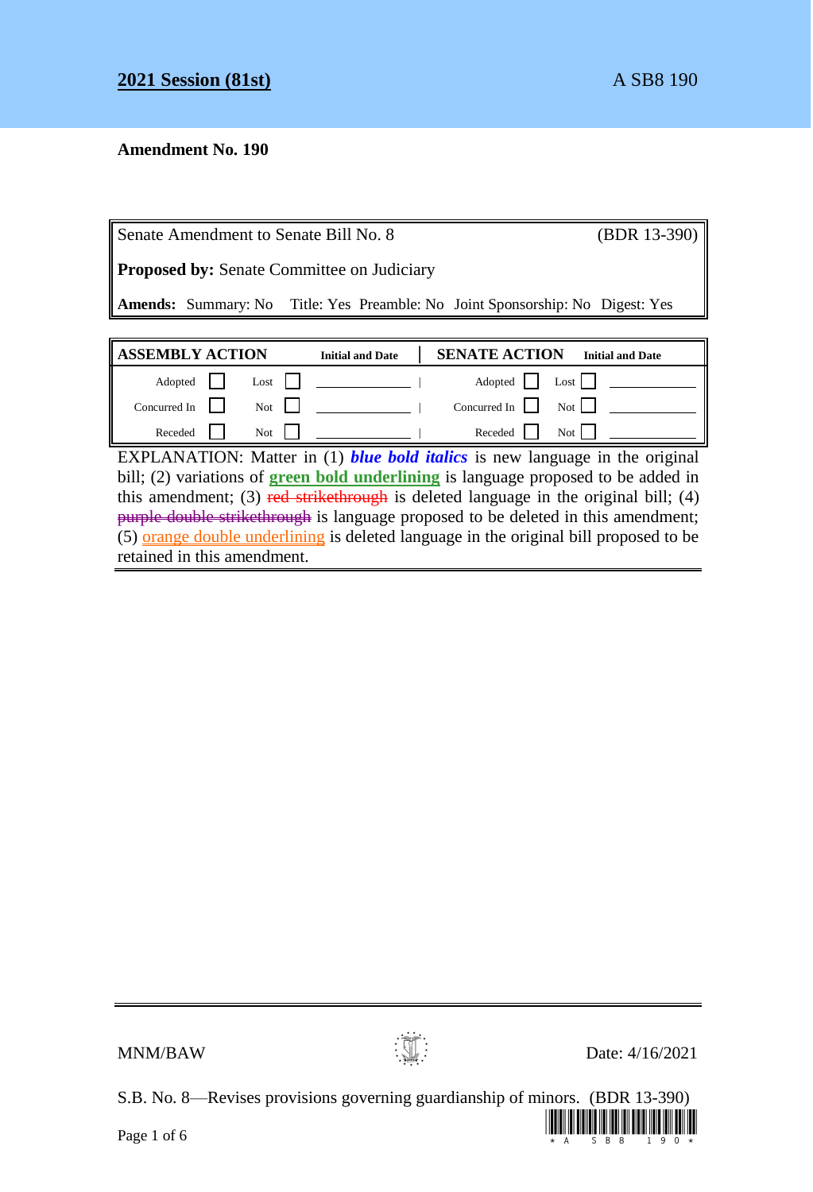**2021 Session (81st)** A SB8 190

**Amendment No. 190**

| Senate Amendment to Senate Bill No. 8 | (BDR 13-390) |
|---|---|
| **Proposed by:** Senate Committee on Judiciary | |
| **Amends:** Summary: No Title: Yes Preamble: No Joint Sponsorship: No Digest: Yes | |

| ASSEMBLY ACTION | | | | Initial and Date | SENATE ACTION | | | | Initial and Date |
|---|---|---|---|---|---|---|---|---|---|
| Adopted | ☐ | Lost | ☐ | | Adopted | ☐ | Lost | ☐ | |
| Concurred In | ☐ | Not | ☐ | | Concurred In | ☐ | Not | ☐ | |
| Receded | ☐ | Not | ☐ | | Receded | ☐ | Not | ☐ | |

EXPLANATION: Matter in (1) ***blue bold italics*** is new language in the original bill; (2) variations of **green bold underlining** is language proposed to be added in this amendment; (3) ~~red strikethrough~~ is deleted language in the original bill; (4) ~~purple double strikethrough~~ is language proposed to be deleted in this amendment; (5) orange double underlining is deleted language in the original bill proposed to be retained in this amendment.

MNM/BAW Date: 4/16/2021

S.B. No. 8—Revises provisions governing guardianship of minors. (BDR 13-390)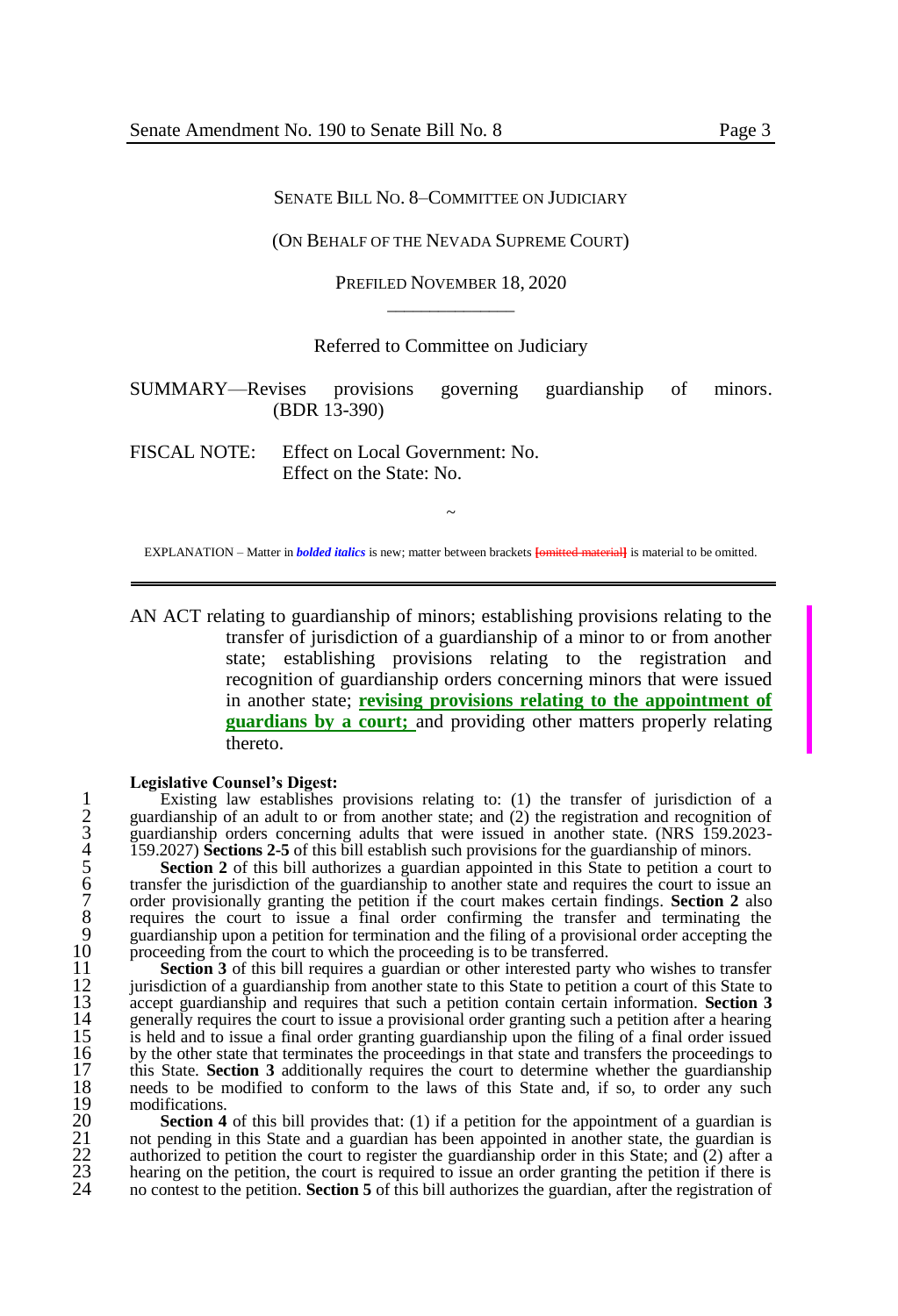SENATE BILL NO. 8–COMMITTEE ON JUDICIARY

(ON BEHALF OF THE NEVADA SUPREME COURT)

PREFILED NOVEMBER 18, 2020

————————

Referred to Committee on Judiciary

SUMMARY—Revises provisions governing guardianship of minors. (BDR 13-390)

FISCAL NOTE: Effect on Local Government: No.
Effect on the State: No.

~

EXPLANATION – Matter in ***bolded italics*** is new; matter between brackets [omitted material] is material to be omitted.

---

AN ACT relating to guardianship of minors; establishing provisions relating to the transfer of jurisdiction of a guardianship of a minor to or from another state; establishing provisions relating to the registration and recognition of guardianship orders concerning minors that were issued in another state; **revising provisions relating to the appointment of guardians by a court;** and providing other matters properly relating thereto.

**Legislative Counsel's Digest:**

1 Existing law establishes provisions relating to: (1) the transfer of jurisdiction of a
2 guardianship of an adult to or from another state; and (2) the registration and recognition of
3 guardianship orders concerning adults that were issued in another state. (NRS 159.2023-
4 159.2027) **Sections 2-5** of this bill establish such provisions for the guardianship of minors.
5 **Section 2** of this bill authorizes a guardian appointed in this State to petition a court to
6 transfer the jurisdiction of the guardianship to another state and requires the court to issue an
7 order provisionally granting the petition if the court makes certain findings. **Section 2** also
8 requires the court to issue a final order confirming the transfer and terminating the
9 guardianship upon a petition for termination and the filing of a provisional order accepting the
10 proceeding from the court to which the proceeding is to be transferred.
11 **Section 3** of this bill requires a guardian or other interested party who wishes to transfer
12 jurisdiction of a guardianship from another state to this State to petition a court of this State to
13 accept guardianship and requires that such a petition contain certain information. **Section 3**
14 generally requires the court to issue a provisional order granting such a petition after a hearing
15 is held and to issue a final order granting guardianship upon the filing of a final order issued
16 by the other state that terminates the proceedings in that state and transfers the proceedings to
17 this State. **Section 3** additionally requires the court to determine whether the guardianship
18 needs to be modified to conform to the laws of this State and, if so, to order any such
19 modifications.
20 **Section 4** of this bill provides that: (1) if a petition for the appointment of a guardian is
21 not pending in this State and a guardian has been appointed in another state, the guardian is
22 authorized to petition the court to register the guardianship order in this State; and (2) after a
23 hearing on the petition, the court is required to issue an order granting the petition if there is
24 no contest to the petition. **Section 5** of this bill authorizes the guardian, after the registration of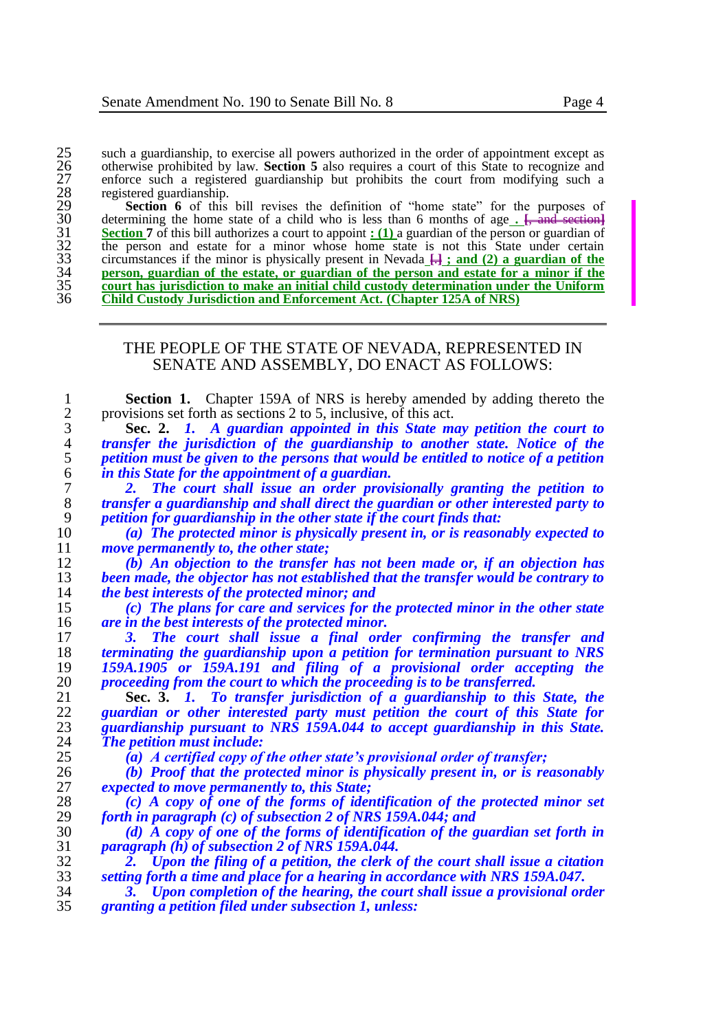such a guardianship, to exercise all powers authorized in the order of appointment except as otherwise prohibited by law. **Section 5** also requires a court of this State to recognize and enforce such a registered guardianship but prohibits the court from modifying such a registered guardianship.

**Section 6** of this bill revises the definition of "home state" for the purposes of determining the home state of a child who is less than 6 months of age **.** ~~[, and section]~~ **Section** 7 of this bill authorizes a court to appoint **: (1)** a guardian of the person or guardian of the person and estate for a minor whose home state is not this State under certain circumstances if the minor is physically present in Nevada ~~[.]~~ **; and (2) a guardian of the person, guardian of the estate, or guardian of the person and estate for a minor if the court has jurisdiction to make an initial child custody determination under the Uniform Child Custody Jurisdiction and Enforcement Act. (Chapter 125A of NRS)**

---

THE PEOPLE OF THE STATE OF NEVADA, REPRESENTED IN SENATE AND ASSEMBLY, DO ENACT AS FOLLOWS:

**Section 1.** Chapter 159A of NRS is hereby amended by adding thereto the provisions set forth as sections 2 to 5, inclusive, of this act.

**Sec. 2.** ***1. A guardian appointed in this State may petition the court to transfer the jurisdiction of the guardianship to another state. Notice of the petition must be given to the persons that would be entitled to notice of a petition in this State for the appointment of a guardian.***

***2. The court shall issue an order provisionally granting the petition to transfer a guardianship and shall direct the guardian or other interested party to petition for guardianship in the other state if the court finds that:***

***(a) The protected minor is physically present in, or is reasonably expected to move permanently to, the other state;***

***(b) An objection to the transfer has not been made or, if an objection has been made, the objector has not established that the transfer would be contrary to the best interests of the protected minor; and***

***(c) The plans for care and services for the protected minor in the other state are in the best interests of the protected minor.***

***3. The court shall issue a final order confirming the transfer and terminating the guardianship upon a petition for termination pursuant to NRS 159A.1905 or 159A.191 and filing of a provisional order accepting the proceeding from the court to which the proceeding is to be transferred.***

**Sec. 3.** ***1. To transfer jurisdiction of a guardianship to this State, the guardian or other interested party must petition the court of this State for guardianship pursuant to NRS 159A.044 to accept guardianship in this State. The petition must include:***

***(a) A certified copy of the other state's provisional order of transfer;***

***(b) Proof that the protected minor is physically present in, or is reasonably expected to move permanently to, this State;***

***(c) A copy of one of the forms of identification of the protected minor set forth in paragraph (c) of subsection 2 of NRS 159A.044; and***

***(d) A copy of one of the forms of identification of the guardian set forth in paragraph (h) of subsection 2 of NRS 159A.044.***

***2. Upon the filing of a petition, the clerk of the court shall issue a citation setting forth a time and place for a hearing in accordance with NRS 159A.047.***

***3. Upon completion of the hearing, the court shall issue a provisional order granting a petition filed under subsection 1, unless:***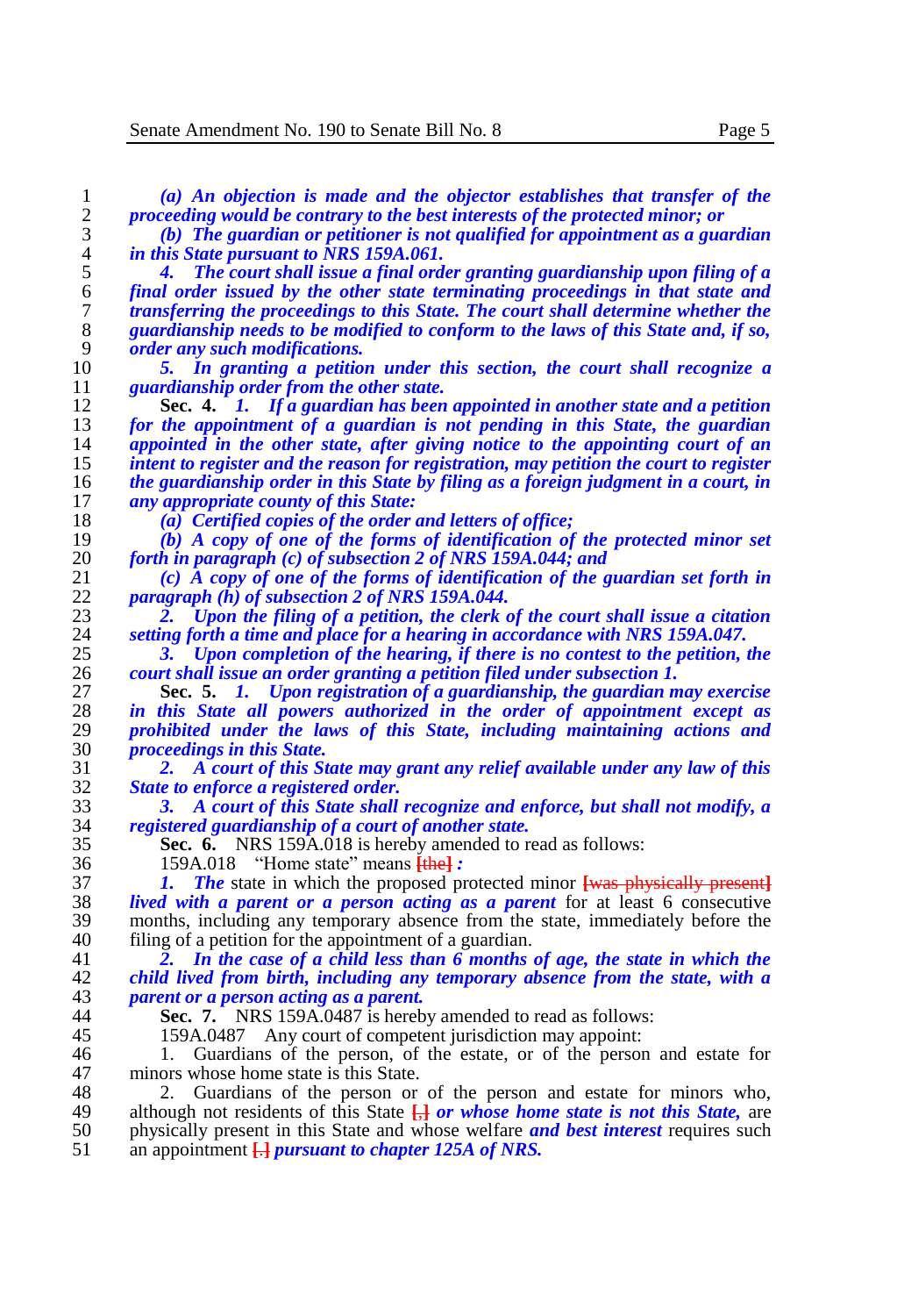*(a) An objection is made and the objector establishes that transfer of the proceeding would be contrary to the best interests of the protected minor; or*

*(b) The guardian or petitioner is not qualified for appointment as a guardian in this State pursuant to NRS 159A.061.*

*4. The court shall issue a final order granting guardianship upon filing of a final order issued by the other state terminating proceedings in that state and transferring the proceedings to this State. The court shall determine whether the guardianship needs to be modified to conform to the laws of this State and, if so, order any such modifications.*

*5. In granting a petition under this section, the court shall recognize a guardianship order from the other state.*

**Sec. 4.** *1. If a guardian has been appointed in another state and a petition for the appointment of a guardian is not pending in this State, the guardian appointed in the other state, after giving notice to the appointing court of an intent to register and the reason for registration, may petition the court to register the guardianship order in this State by filing as a foreign judgment in a court, in any appropriate county of this State:*

*(a) Certified copies of the order and letters of office;*

*(b) A copy of one of the forms of identification of the protected minor set forth in paragraph (c) of subsection 2 of NRS 159A.044; and*

*(c) A copy of one of the forms of identification of the guardian set forth in paragraph (h) of subsection 2 of NRS 159A.044.*

*2. Upon the filing of a petition, the clerk of the court shall issue a citation setting forth a time and place for a hearing in accordance with NRS 159A.047.*

*3. Upon completion of the hearing, if there is no contest to the petition, the court shall issue an order granting a petition filed under subsection 1.*

**Sec. 5.** *1. Upon registration of a guardianship, the guardian may exercise in this State all powers authorized in the order of appointment except as prohibited under the laws of this State, including maintaining actions and proceedings in this State.*

*2. A court of this State may grant any relief available under any law of this State to enforce a registered order.*

*3. A court of this State shall recognize and enforce, but shall not modify, a registered guardianship of a court of another state.*

**Sec. 6.** NRS 159A.018 is hereby amended to read as follows:

159A.018 "Home state" means **[the]** ***:***

***1. The*** state in which the proposed protected minor **[was physically present]** ***lived with a parent or a person acting as a parent*** for at least 6 consecutive months, including any temporary absence from the state, immediately before the filing of a petition for the appointment of a guardian.

***2. In the case of a child less than 6 months of age, the state in which the child lived from birth, including any temporary absence from the state, with a parent or a person acting as a parent.***

**Sec. 7.** NRS 159A.0487 is hereby amended to read as follows:

159A.0487 Any court of competent jurisdiction may appoint:

1. Guardians of the person, of the estate, or of the person and estate for minors whose home state is this State.

2. Guardians of the person or of the person and estate for minors who, although not residents of this State **[,]** ***or whose home state is not this State,*** are physically present in this State and whose welfare ***and best interest*** requires such an appointment **[.]** ***pursuant to chapter 125A of NRS.***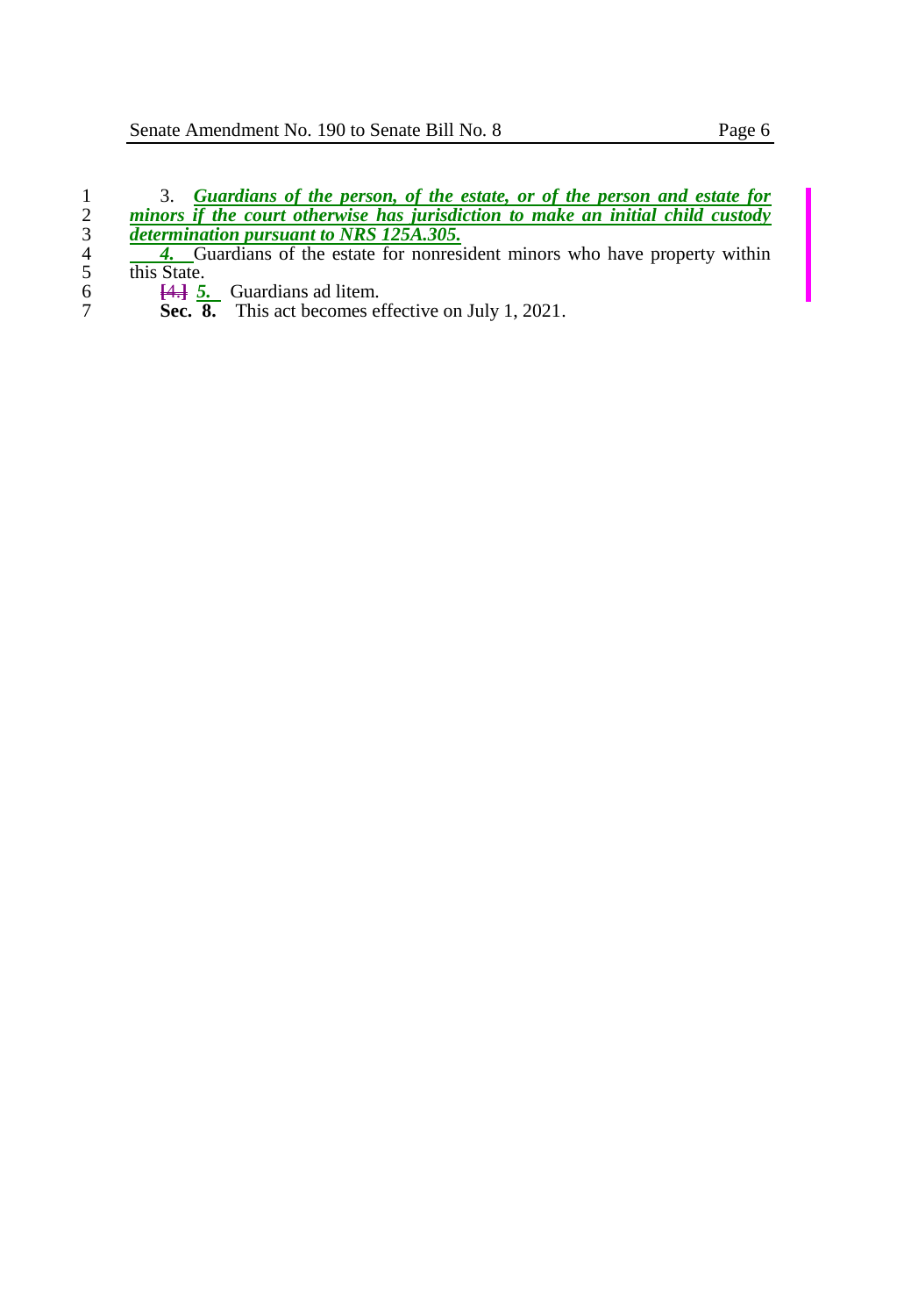3. ***Guardians of the person, of the estate, or of the person and estate for minors if the court otherwise has jurisdiction to make an initial child custody determination pursuant to NRS 125A.305.***

***4.*** Guardians of the estate for nonresident minors who have property within this State.

[4.] ***5.*** Guardians ad litem.

**Sec. 8.** This act becomes effective on July 1, 2021.